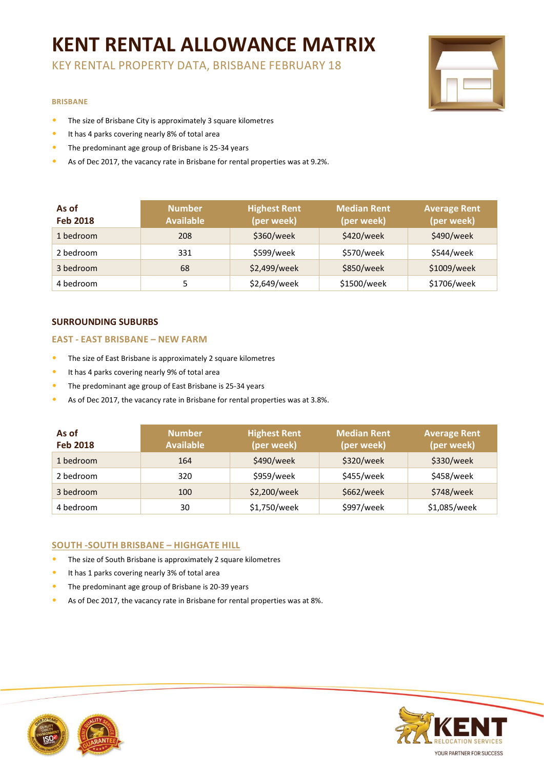# KENT RENTAL ALLOWANCE MATRIX

KEY RENTAL PROPERTY DATA, BRISBANE FEBRUARY 18

#### BRISBANE

- The size of Brisbane City is approximately 3 square kilometres
- It has 4 parks covering nearly 8% of total area
- The predominant age group of Brisbane is 25-34 years
- As of Dec 2017, the vacancy rate in Brisbane for rental properties was at 9.2%.

| As of Feb 2018 | Number Available | Highest Rent (per week) | Median Rent (per week) | Average Rent (per week) |
|---|---|---|---|---|
| 1 bedroom | 208 | $360/week | $420/week | $490/week |
| 2 bedroom | 331 | $599/week | $570/week | $544/week |
| 3 bedroom | 68 | $2,499/week | $850/week | $1009/week |
| 4 bedroom | 5 | $2,649/week | $1500/week | $1706/week |

### SURROUNDING SUBURBS

#### EAST - EAST BRISBANE – NEW FARM

- The size of East Brisbane is approximately 2 square kilometres
- It has 4 parks covering nearly 9% of total area
- The predominant age group of East Brisbane is 25-34 years
- As of Dec 2017, the vacancy rate in Brisbane for rental properties was at 3.8%.

| As of Feb 2018 | Number Available | Highest Rent (per week) | Median Rent (per week) | Average Rent (per week) |
|---|---|---|---|---|
| 1 bedroom | 164 | $490/week | $320/week | $330/week |
| 2 bedroom | 320 | $959/week | $455/week | $458/week |
| 3 bedroom | 100 | $2,200/week | $662/week | $748/week |
| 4 bedroom | 30 | $1,750/week | $997/week | $1,085/week |

#### SOUTH -SOUTH BRISBANE – HIGHGATE HILL

- The size of South Brisbane is approximately 2 square kilometres
- It has 1 parks covering nearly 3% of total area
- The predominant age group of Brisbane is 20-39 years
- As of Dec 2017, the vacancy rate in Brisbane for rental properties was at 8%.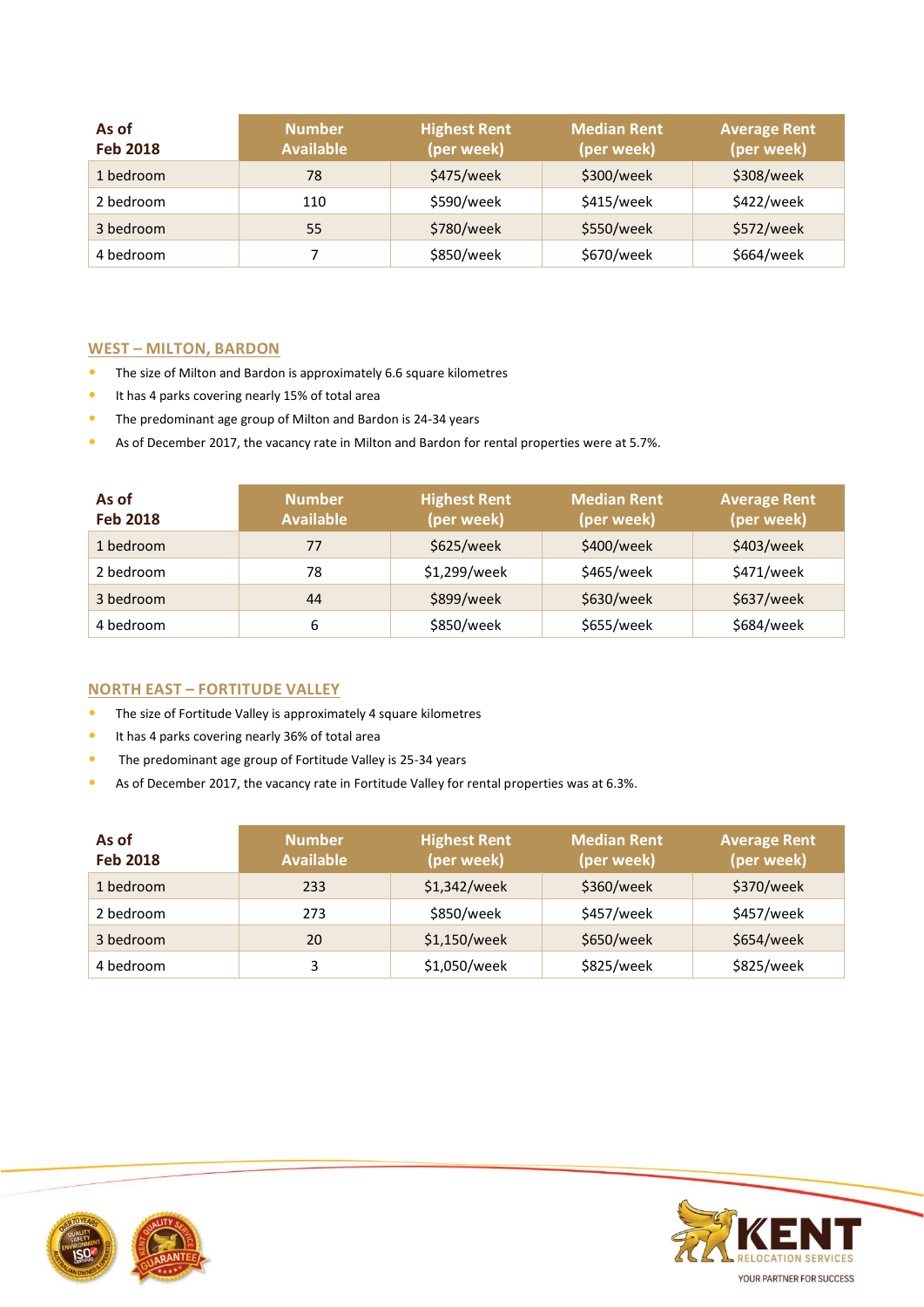| As of Feb 2018 | Number Available | Highest Rent (per week) | Median Rent (per week) | Average Rent (per week) |
|---|---|---|---|---|
| 1 bedroom | 78 | $475/week | $300/week | $308/week |
| 2 bedroom | 110 | $590/week | $415/week | $422/week |
| 3 bedroom | 55 | $780/week | $550/week | $572/week |
| 4 bedroom | 7 | $850/week | $670/week | $664/week |

## WEST – MILTON, BARDON

- The size of Milton and Bardon is approximately 6.6 square kilometres
- It has 4 parks covering nearly 15% of total area
- The predominant age group of Milton and Bardon is 24-34 years
- As of December 2017, the vacancy rate in Milton and Bardon for rental properties were at 5.7%.

| As of Feb 2018 | Number Available | Highest Rent (per week) | Median Rent (per week) | Average Rent (per week) |
|---|---|---|---|---|
| 1 bedroom | 77 | $625/week | $400/week | $403/week |
| 2 bedroom | 78 | $1,299/week | $465/week | $471/week |
| 3 bedroom | 44 | $899/week | $630/week | $637/week |
| 4 bedroom | 6 | $850/week | $655/week | $684/week |

## NORTH EAST – FORTITUDE VALLEY

- The size of Fortitude Valley is approximately 4 square kilometres
- It has 4 parks covering nearly 36% of total area
- The predominant age group of Fortitude Valley is 25-34 years
- As of December 2017, the vacancy rate in Fortitude Valley for rental properties was at 6.3%.

| As of Feb 2018 | Number Available | Highest Rent (per week) | Median Rent (per week) | Average Rent (per week) |
|---|---|---|---|---|
| 1 bedroom | 233 | $1,342/week | $360/week | $370/week |
| 2 bedroom | 273 | $850/week | $457/week | $457/week |
| 3 bedroom | 20 | $1,150/week | $650/week | $654/week |
| 4 bedroom | 3 | $1,050/week | $825/week | $825/week |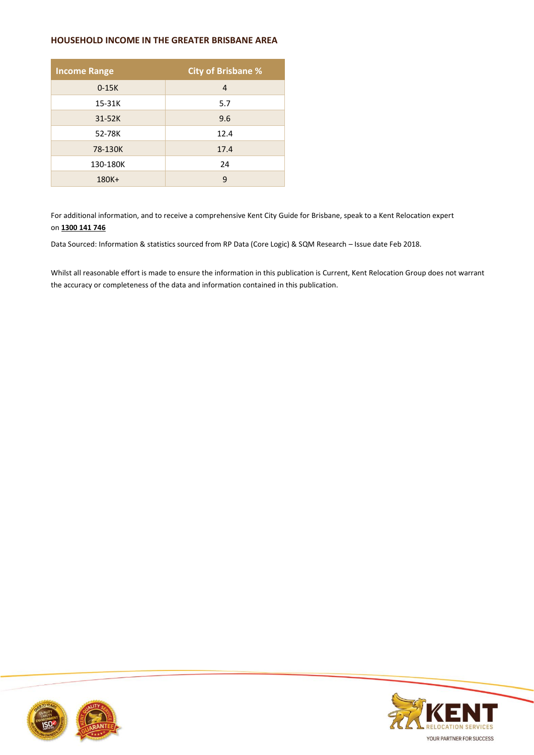## HOUSEHOLD INCOME IN THE GREATER BRISBANE AREA

| Income Range | City of Brisbane % |
|---|---|
| 0-15K | 4 |
| 15-31K | 5.7 |
| 31-52K | 9.6 |
| 52-78K | 12.4 |
| 78-130K | 17.4 |
| 130-180K | 24 |
| 180K+ | 9 |

For additional information, and to receive a comprehensive Kent City Guide for Brisbane, speak to a Kent Relocation expert on **1300 141 746**

Data Sourced: Information & statistics sourced from RP Data (Core Logic) & SQM Research – Issue date Feb 2018.

Whilst all reasonable effort is made to ensure the information in this publication is Current, Kent Relocation Group does not warrant the accuracy or completeness of the data and information contained in this publication.